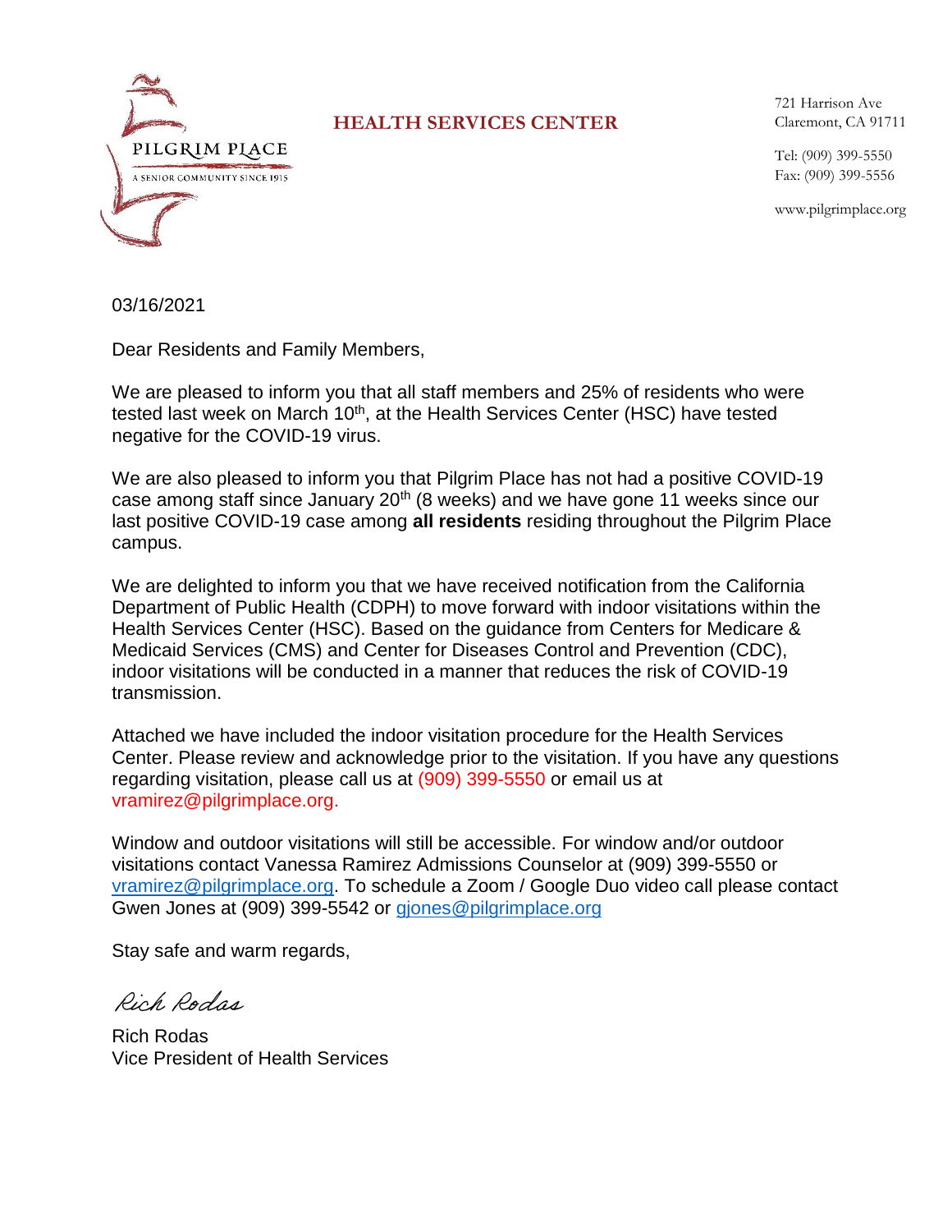PILGRIM PLACE
A SENIOR COMMUNITY SINCE 1915

**HEALTH SERVICES CENTER**

721 Harrison Ave
Claremont, CA 91711

Tel: (909) 399-5550
Fax: (909) 399-5556

www.pilgrimplace.org

03/16/2021

Dear Residents and Family Members,

We are pleased to inform you that all staff members and 25% of residents who were tested last week on March 10th, at the Health Services Center (HSC) have tested negative for the COVID-19 virus.

We are also pleased to inform you that Pilgrim Place has not had a positive COVID-19 case among staff since January 20th (8 weeks) and we have gone 11 weeks since our last positive COVID-19 case among **all residents** residing throughout the Pilgrim Place campus.

We are delighted to inform you that we have received notification from the California Department of Public Health (CDPH) to move forward with indoor visitations within the Health Services Center (HSC). Based on the guidance from Centers for Medicare & Medicaid Services (CMS) and Center for Diseases Control and Prevention (CDC), indoor visitations will be conducted in a manner that reduces the risk of COVID-19 transmission.

Attached we have included the indoor visitation procedure for the Health Services Center. Please review and acknowledge prior to the visitation. If you have any questions regarding visitation, please call us at (909) 399-5550 or email us at vramirez@pilgrimplace.org.

Window and outdoor visitations will still be accessible. For window and/or outdoor visitations contact Vanessa Ramirez Admissions Counselor at (909) 399-5550 or vramirez@pilgrimplace.org. To schedule a Zoom / Google Duo video call please contact Gwen Jones at (909) 399-5542 or gjones@pilgrimplace.org

Stay safe and warm regards,

*Rich Rodas*

Rich Rodas
Vice President of Health Services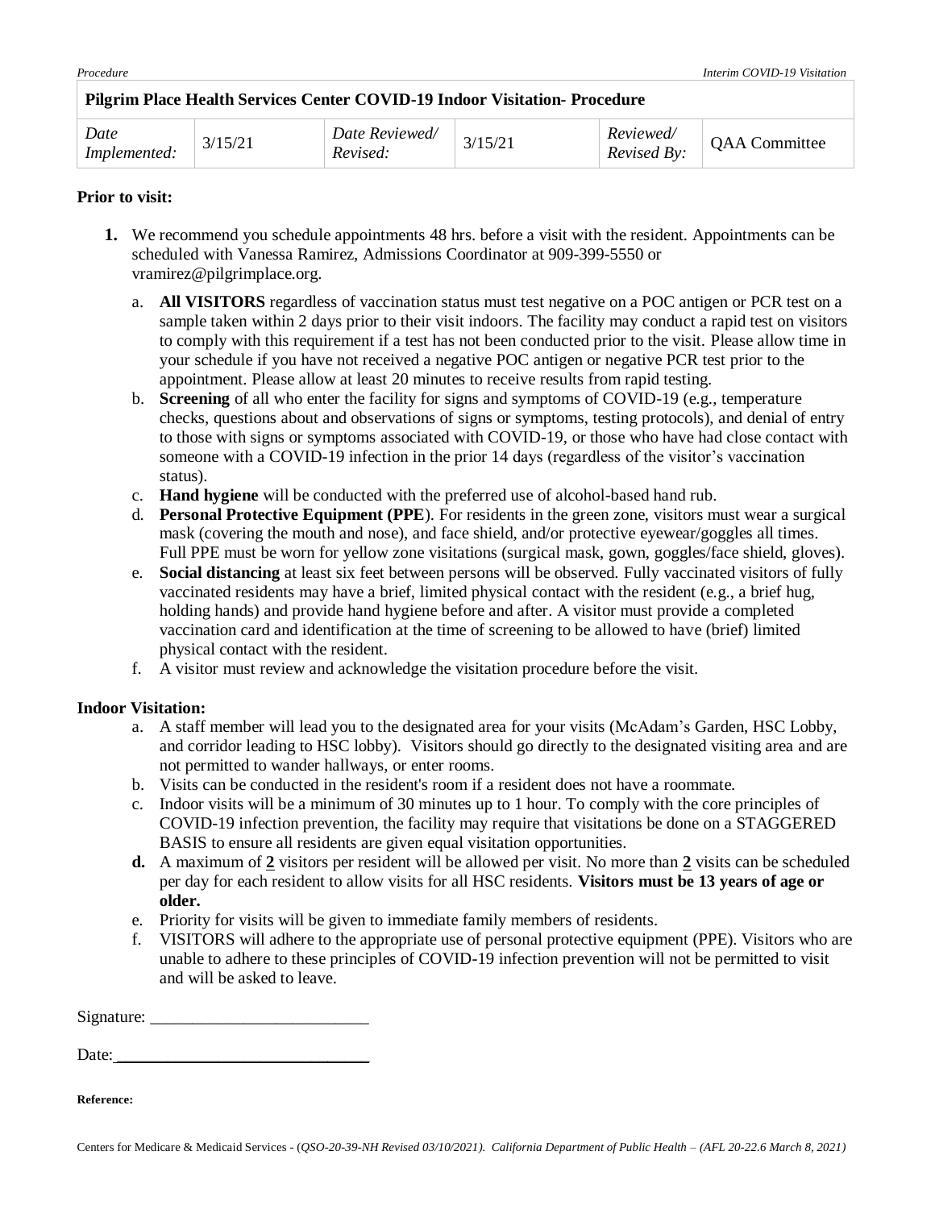| Pilgrim Place Health Services Center COVID-19 Indoor Visitation- Procedure | | | | | |
|---|---|---|---|---|---|
| *Date Implemented:* | 3/15/21 | *Date Reviewed/ Revised:* | 3/15/21 | *Reviewed/ Revised By:* | QAA Committee |

**Prior to visit:**

1. We recommend you schedule appointments 48 hrs. before a visit with the resident. Appointments can be scheduled with Vanessa Ramirez, Admissions Coordinator at 909-399-5550 or vramirez@pilgrimplace.org.

   a. **All VISITORS** regardless of vaccination status must test negative on a POC antigen or PCR test on a sample taken within 2 days prior to their visit indoors. The facility may conduct a rapid test on visitors to comply with this requirement if a test has not been conducted prior to the visit. Please allow time in your schedule if you have not received a negative POC antigen or negative PCR test prior to the appointment. Please allow at least 20 minutes to receive results from rapid testing.

   b. **Screening** of all who enter the facility for signs and symptoms of COVID-19 (e.g., temperature checks, questions about and observations of signs or symptoms, testing protocols), and denial of entry to those with signs or symptoms associated with COVID-19, or those who have had close contact with someone with a COVID-19 infection in the prior 14 days (regardless of the visitor's vaccination status).

   c. **Hand hygiene** will be conducted with the preferred use of alcohol-based hand rub.

   d. **Personal Protective Equipment (PPE**). For residents in the green zone, visitors must wear a surgical mask (covering the mouth and nose), and face shield, and/or protective eyewear/goggles all times. Full PPE must be worn for yellow zone visitations (surgical mask, gown, goggles/face shield, gloves).

   e. **Social distancing** at least six feet between persons will be observed. Fully vaccinated visitors of fully vaccinated residents may have a brief, limited physical contact with the resident (e.g., a brief hug, holding hands) and provide hand hygiene before and after. A visitor must provide a completed vaccination card and identification at the time of screening to be allowed to have (brief) limited physical contact with the resident.

   f. A visitor must review and acknowledge the visitation procedure before the visit.

**Indoor Visitation:**

a. A staff member will lead you to the designated area for your visits (McAdam's Garden, HSC Lobby, and corridor leading to HSC lobby). Visitors should go directly to the designated visiting area and are not permitted to wander hallways, or enter rooms.

b. Visits can be conducted in the resident's room if a resident does not have a roommate.

c. Indoor visits will be a minimum of 30 minutes up to 1 hour. To comply with the core principles of COVID-19 infection prevention, the facility may require that visitations be done on a STAGGERED BASIS to ensure all residents are given equal visitation opportunities.

**d.** A maximum of **2** visitors per resident will be allowed per visit. No more than **2** visits can be scheduled per day for each resident to allow visits for all HSC residents. **Visitors must be 13 years of age or older.**

e. Priority for visits will be given to immediate family members of residents.

f. VISITORS will adhere to the appropriate use of personal protective equipment (PPE). Visitors who are unable to adhere to these principles of COVID-19 infection prevention will not be permitted to visit and will be asked to leave.

Signature: __________________________

Date: ______________________________

**Reference:**

Centers for Medicare & Medicaid Services - (*QSO-20-39-NH Revised 03/10/2021). California Department of Public Health – (AFL 20-22.6 March 8, 2021)*